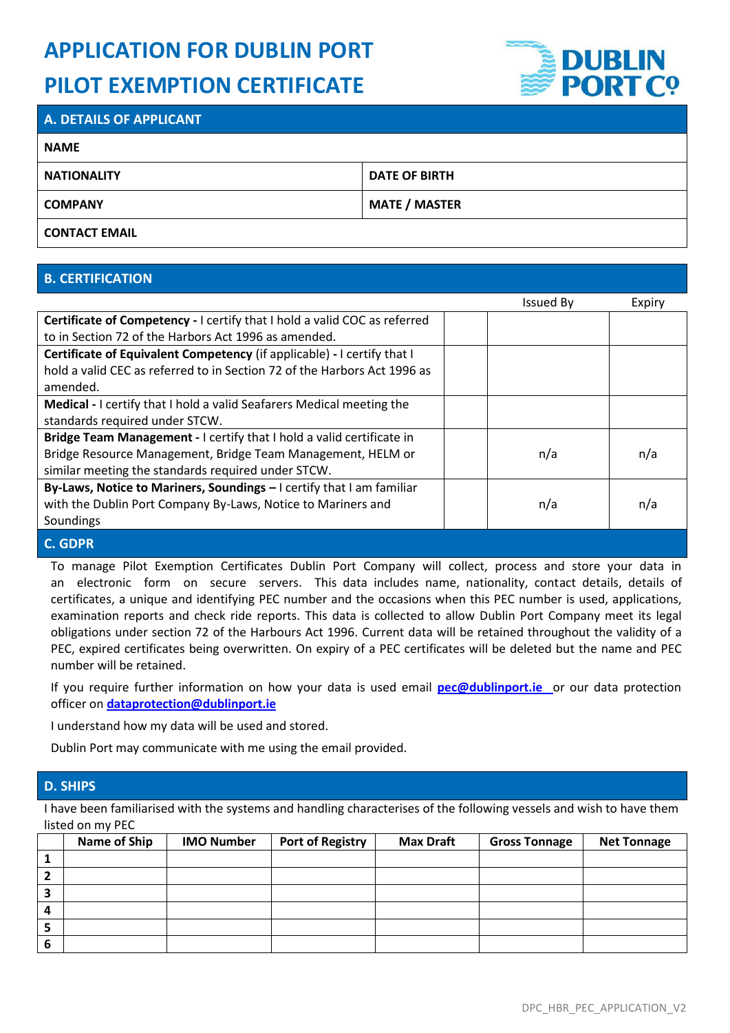# APPLICATION FOR DUBLIN PORT PILOT EXEMPTION CERTIFICATE

DUBLIN PORT Cº

## A. DETAILS OF APPLICANT

| | |
|---|---|
| **NAME** | |
| **NATIONALITY** | **DATE OF BIRTH** |
| **COMPANY** | **MATE / MASTER** |
| **CONTACT EMAIL** | |

## B. CERTIFICATION

| | | Issued By | Expiry |
|---|---|---|---|
| **Certificate of Competency -** I certify that I hold a valid COC as referred to in Section 72 of the Harbors Act 1996 as amended. | | | |
| **Certificate of Equivalent Competency** (if applicable) **-** I certify that I hold a valid CEC as referred to in Section 72 of the Harbors Act 1996 as amended. | | | |
| **Medical -** I certify that I hold a valid Seafarers Medical meeting the standards required under STCW. | | | |
| **Bridge Team Management -** I certify that I hold a valid certificate in Bridge Resource Management, Bridge Team Management, HELM or similar meeting the standards required under STCW. | | n/a | n/a |
| **By-Laws, Notice to Mariners, Soundings –** I certify that I am familiar with the Dublin Port Company By-Laws, Notice to Mariners and Soundings | | n/a | n/a |

## C. GDPR

To manage Pilot Exemption Certificates Dublin Port Company will collect, process and store your data in an electronic form on secure servers. This data includes name, nationality, contact details, details of certificates, a unique and identifying PEC number and the occasions when this PEC number is used, applications, examination reports and check ride reports. This data is collected to allow Dublin Port Company meet its legal obligations under section 72 of the Harbours Act 1996. Current data will be retained throughout the validity of a PEC, expired certificates being overwritten. On expiry of a PEC certificates will be deleted but the name and PEC number will be retained.

If you require further information on how your data is used email **pec@dublinport.ie** or our data protection officer on **dataprotection@dublinport.ie**

I understand how my data will be used and stored.

Dublin Port may communicate with me using the email provided.

## D. SHIPS

I have been familiarised with the systems and handling characterises of the following vessels and wish to have them listed on my PEC

| | Name of Ship | IMO Number | Port of Registry | Max Draft | Gross Tonnage | Net Tonnage |
|---|---|---|---|---|---|---|
| **1** | | | | | | |
| **2** | | | | | | |
| **3** | | | | | | |
| **4** | | | | | | |
| **5** | | | | | | |
| **6** | | | | | | |

DPC_HBR_PEC_APPLICATION_V2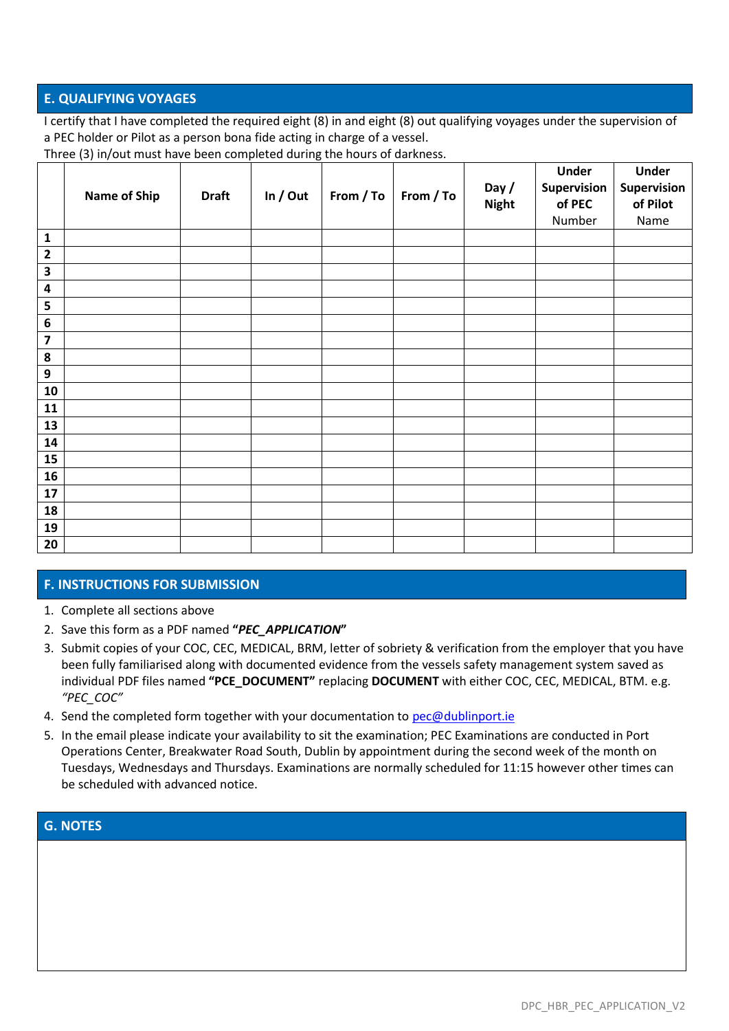## E. QUALIFYING VOYAGES

I certify that I have completed the required eight (8) in and eight (8) out qualifying voyages under the supervision of a PEC holder or Pilot as a person bona fide acting in charge of a vessel.
Three (3) in/out must have been completed during the hours of darkness.

| | **Name of Ship** | **Draft** | **In / Out** | **From / To** | **From / To** | **Day / Night** | **Under Supervision of PEC** Number | **Under Supervision of Pilot** Name |
|---|---|---|---|---|---|---|---|---|
| **1** | | | | | | | | |
| **2** | | | | | | | | |
| **3** | | | | | | | | |
| **4** | | | | | | | | |
| **5** | | | | | | | | |
| **6** | | | | | | | | |
| **7** | | | | | | | | |
| **8** | | | | | | | | |
| **9** | | | | | | | | |
| **10** | | | | | | | | |
| **11** | | | | | | | | |
| **13** | | | | | | | | |
| **14** | | | | | | | | |
| **15** | | | | | | | | |
| **16** | | | | | | | | |
| **17** | | | | | | | | |
| **18** | | | | | | | | |
| **19** | | | | | | | | |
| **20** | | | | | | | | |

## F. INSTRUCTIONS FOR SUBMISSION

1. Complete all sections above
2. Save this form as a PDF named **"*PEC_APPLICATION*"**
3. Submit copies of your COC, CEC, MEDICAL, BRM, letter of sobriety & verification from the employer that you have been fully familiarised along with documented evidence from the vessels safety management system saved as individual PDF files named **"PCE_DOCUMENT"** replacing **DOCUMENT** with either COC, CEC, MEDICAL, BTM. e.g. *"PEC_COC"*
4. Send the completed form together with your documentation to pec@dublinport.ie
5. In the email please indicate your availability to sit the examination; PEC Examinations are conducted in Port Operations Center, Breakwater Road South, Dublin by appointment during the second week of the month on Tuesdays, Wednesdays and Thursdays. Examinations are normally scheduled for 11:15 however other times can be scheduled with advanced notice.

## G. NOTES

DPC_HBR_PEC_APPLICATION_V2